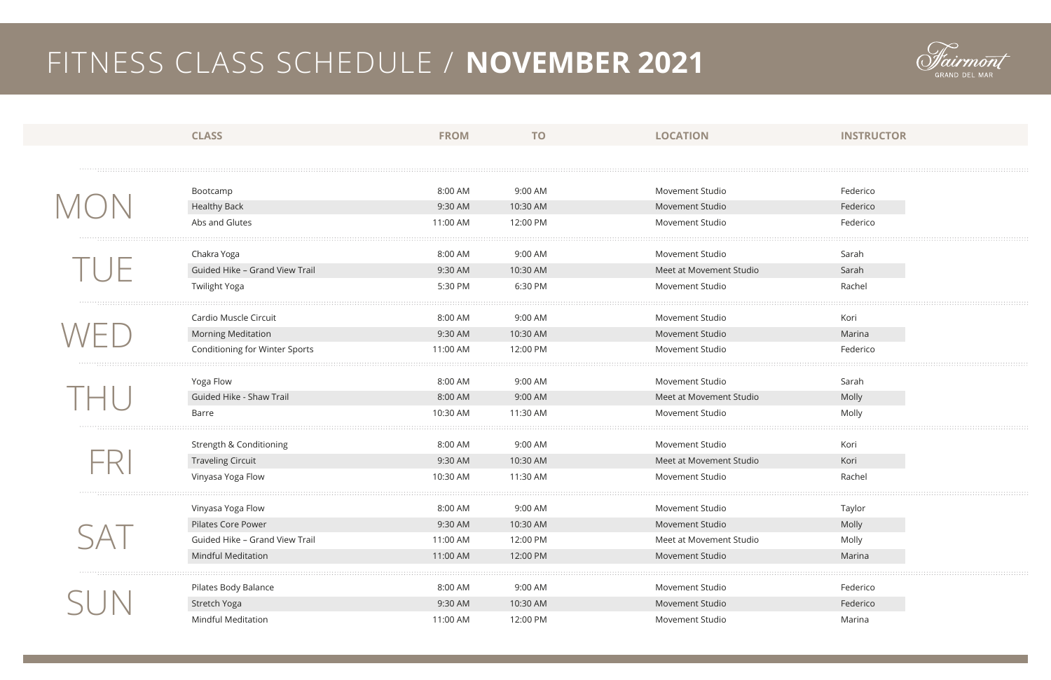# FITNESS CLASS SCHEDULE / **NOVEMBER 2021**

Fairmont GRAND DEL MAR

| | CLASS | FROM | TO | LOCATION | INSTRUCTOR |
|---|---|---|---|---|---|
| MON | Bootcamp | 8:00 AM | 9:00 AM | Movement Studio | Federico |
| | Healthy Back | 9:30 AM | 10:30 AM | Movement Studio | Federico |
| | Abs and Glutes | 11:00 AM | 12:00 PM | Movement Studio | Federico |
| TUE | Chakra Yoga | 8:00 AM | 9:00 AM | Movement Studio | Sarah |
| | Guided Hike – Grand View Trail | 9:30 AM | 10:30 AM | Meet at Movement Studio | Sarah |
| | Twilight Yoga | 5:30 PM | 6:30 PM | Movement Studio | Rachel |
| WED | Cardio Muscle Circuit | 8:00 AM | 9:00 AM | Movement Studio | Kori |
| | Morning Meditation | 9:30 AM | 10:30 AM | Movement Studio | Marina |
| | Conditioning for Winter Sports | 11:00 AM | 12:00 PM | Movement Studio | Federico |
| THU | Yoga Flow | 8:00 AM | 9:00 AM | Movement Studio | Sarah |
| | Guided Hike - Shaw Trail | 8:00 AM | 9:00 AM | Meet at Movement Studio | Molly |
| | Barre | 10:30 AM | 11:30 AM | Movement Studio | Molly |
| FRI | Strength & Conditioning | 8:00 AM | 9:00 AM | Movement Studio | Kori |
| | Traveling Circuit | 9:30 AM | 10:30 AM | Meet at Movement Studio | Kori |
| | Vinyasa Yoga Flow | 10:30 AM | 11:30 AM | Movement Studio | Rachel |
| SAT | Vinyasa Yoga Flow | 8:00 AM | 9:00 AM | Movement Studio | Taylor |
| | Pilates Core Power | 9:30 AM | 10:30 AM | Movement Studio | Molly |
| | Guided Hike – Grand View Trail | 11:00 AM | 12:00 PM | Meet at Movement Studio | Molly |
| | Mindful Meditation | 11:00 AM | 12:00 PM | Movement Studio | Marina |
| SUN | Pilates Body Balance | 8:00 AM | 9:00 AM | Movement Studio | Federico |
| | Stretch Yoga | 9:30 AM | 10:30 AM | Movement Studio | Federico |
| | Mindful Meditation | 11:00 AM | 12:00 PM | Movement Studio | Marina |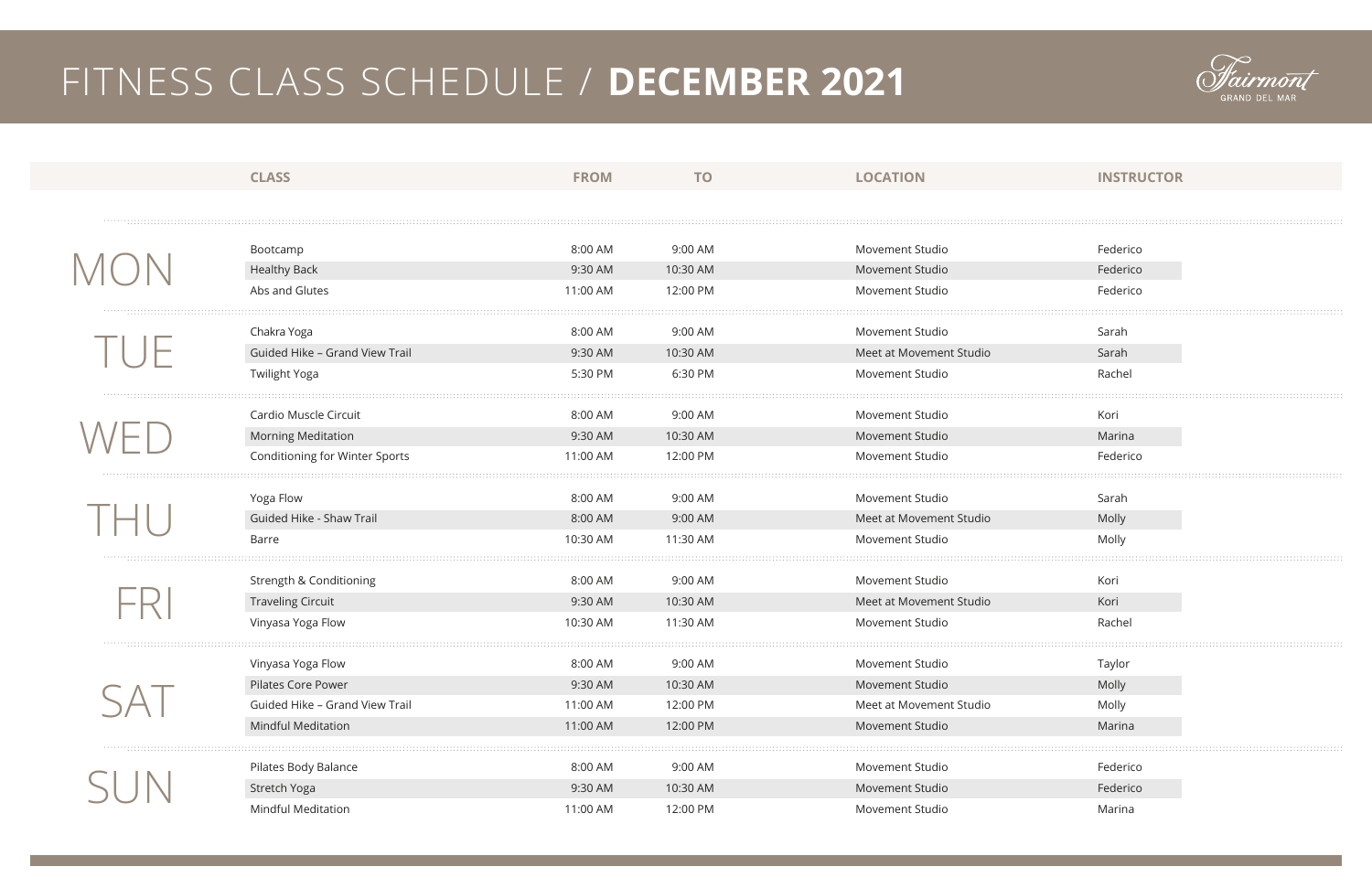# FITNESS CLASS SCHEDULE / **DECEMBER 2021**

Fairmont GRAND DEL MAR

| | CLASS | FROM | TO | LOCATION | INSTRUCTOR |
|---|---|---|---|---|---|
| MON | Bootcamp | 8:00 AM | 9:00 AM | Movement Studio | Federico |
| | Healthy Back | 9:30 AM | 10:30 AM | Movement Studio | Federico |
| | Abs and Glutes | 11:00 AM | 12:00 PM | Movement Studio | Federico |
| TUE | Chakra Yoga | 8:00 AM | 9:00 AM | Movement Studio | Sarah |
| | Guided Hike – Grand View Trail | 9:30 AM | 10:30 AM | Meet at Movement Studio | Sarah |
| | Twilight Yoga | 5:30 PM | 6:30 PM | Movement Studio | Rachel |
| WED | Cardio Muscle Circuit | 8:00 AM | 9:00 AM | Movement Studio | Kori |
| | Morning Meditation | 9:30 AM | 10:30 AM | Movement Studio | Marina |
| | Conditioning for Winter Sports | 11:00 AM | 12:00 PM | Movement Studio | Federico |
| THU | Yoga Flow | 8:00 AM | 9:00 AM | Movement Studio | Sarah |
| | Guided Hike - Shaw Trail | 8:00 AM | 9:00 AM | Meet at Movement Studio | Molly |
| | Barre | 10:30 AM | 11:30 AM | Movement Studio | Molly |
| FRI | Strength & Conditioning | 8:00 AM | 9:00 AM | Movement Studio | Kori |
| | Traveling Circuit | 9:30 AM | 10:30 AM | Meet at Movement Studio | Kori |
| | Vinyasa Yoga Flow | 10:30 AM | 11:30 AM | Movement Studio | Rachel |
| SAT | Vinyasa Yoga Flow | 8:00 AM | 9:00 AM | Movement Studio | Taylor |
| | Pilates Core Power | 9:30 AM | 10:30 AM | Movement Studio | Molly |
| | Guided Hike – Grand View Trail | 11:00 AM | 12:00 PM | Meet at Movement Studio | Molly |
| | Mindful Meditation | 11:00 AM | 12:00 PM | Movement Studio | Marina |
| SUN | Pilates Body Balance | 8:00 AM | 9:00 AM | Movement Studio | Federico |
| | Stretch Yoga | 9:30 AM | 10:30 AM | Movement Studio | Federico |
| | Mindful Meditation | 11:00 AM | 12:00 PM | Movement Studio | Marina |